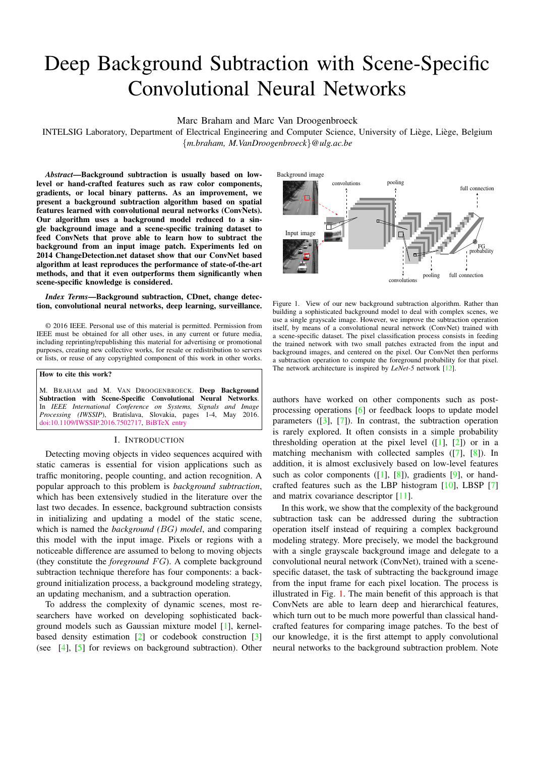# Deep Background Subtraction with Scene-Specific Convolutional Neural Networks

Marc Braham and Marc Van Droogenbroeck

INTELSIG Laboratory, Department of Electrical Engineering and Computer Science, University of Liège, Liège, Belgium
{*m.braham, M.VanDroogenbroeck*}*@ulg.ac.be*

***Abstract*—Background subtraction is usually based on low-level or hand-crafted features such as raw color components, gradients, or local binary patterns. As an improvement, we present a background subtraction algorithm based on spatial features learned with convolutional neural networks (ConvNets). Our algorithm uses a background model reduced to a single background image and a scene-specific training dataset to feed ConvNets that prove able to learn how to subtract the background from an input image patch. Experiments led on 2014 ChangeDetection.net dataset show that our ConvNet based algorithm at least reproduces the performance of state-of-the-art methods, and that it even outperforms them significantly when scene-specific knowledge is considered.**

***Index Terms*—Background subtraction, CDnet, change detection, convolutional neural networks, deep learning, surveillance.**

© 2016 IEEE. Personal use of this material is permitted. Permission from IEEE must be obtained for all other uses, in any current or future media, including reprinting/republishing this material for advertising or promotional purposes, creating new collective works, for resale or redistribution to servers or lists, or reuse of any copyrighted component of this work in other works.

**How to cite this work?**

M. Braham and M. Van Droogenbroeck. **Deep Background Subtraction with Scene-Specific Convolutional Neural Networks**. In *IEEE International Conference on Systems, Signals and Image Processing (IWSSIP)*, Bratislava, Slovakia, pages 1-4, May 2016. doi:10.1109/IWSSIP.2016.7502717, BiBTeX entry

## I. Introduction

Detecting moving objects in video sequences acquired with static cameras is essential for vision applications such as traffic monitoring, people counting, and action recognition. A popular approach to this problem is *background subtraction*, which has been extensively studied in the literature over the last two decades. In essence, background subtraction consists in initializing and updating a model of the static scene, which is named the *background* $(BG)$ *model*, and comparing this model with the input image. Pixels or regions with a noticeable difference are assumed to belong to moving objects (they constitute the *foreground* $FG$). A complete background subtraction technique therefore has four components: a background initialization process, a background modeling strategy, an updating mechanism, and a subtraction operation.

To address the complexity of dynamic scenes, most researchers have worked on developing sophisticated background models such as Gaussian mixture model [1], kernel-based density estimation [2] or codebook construction [3] (see [4], [5] for reviews on background subtraction). Other authors have worked on other components such as post-processing operations [6] or feedback loops to update model parameters ([3], [7]). In contrast, the subtraction operation is rarely explored. It often consists in a simple probability thresholding operation at the pixel level ([1], [2]) or in a matching mechanism with collected samples ([7], [8]). In addition, it is almost exclusively based on low-level features such as color components ([1], [8]), gradients [9], or hand-crafted features such as the LBP histogram [10], LBSP [7] and matrix covariance descriptor [11].

Figure 1. View of our new background subtraction algorithm. Rather than building a sophisticated background model to deal with complex scenes, we use a single grayscale image. However, we improve the subtraction operation itself, by means of a convolutional neural network (ConvNet) trained with a scene-specific dataset. The pixel classification process consists in feeding the trained network with two small patches extracted from the input and background images, and centered on the pixel. Our ConvNet then performs a subtraction operation to compute the foreground probability for that pixel. The network architecture is inspired by *LeNet-5* network [12].

In this work, we show that the complexity of the background subtraction task can be addressed during the subtraction operation itself instead of requiring a complex background modeling strategy. More precisely, we model the background with a single grayscale background image and delegate to a convolutional neural network (ConvNet), trained with a scene-specific dataset, the task of subtracting the background image from the input frame for each pixel location. The process is illustrated in Fig. 1. The main benefit of this approach is that ConvNets are able to learn deep and hierarchical features, which turn out to be much more powerful than classical hand-crafted features for comparing image patches. To the best of our knowledge, it is the first attempt to apply convolutional neural networks to the background subtraction problem. Note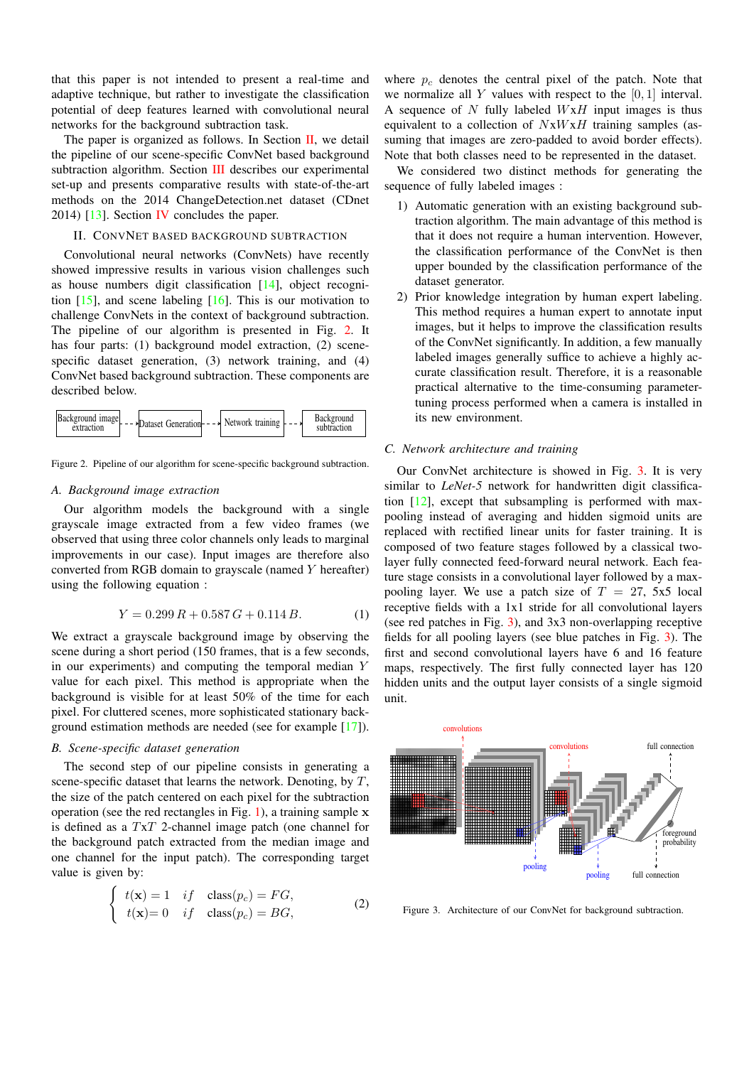that this paper is not intended to present a real-time and adaptive technique, but rather to investigate the classification potential of deep features learned with convolutional neural networks for the background subtraction task.

The paper is organized as follows. In Section II, we detail the pipeline of our scene-specific ConvNet based background subtraction algorithm. Section III describes our experimental set-up and presents comparative results with state-of-the-art methods on the 2014 ChangeDetection.net dataset (CDnet 2014) [13]. Section IV concludes the paper.

## II. ConvNet based background subtraction

Convolutional neural networks (ConvNets) have recently showed impressive results in various vision challenges such as house numbers digit classification [14], object recognition [15], and scene labeling [16]. This is our motivation to challenge ConvNets in the context of background subtraction. The pipeline of our algorithm is presented in Fig. 2. It has four parts: (1) background model extraction, (2) scene-specific dataset generation, (3) network training, and (4) ConvNet based background subtraction. These components are described below.

Background image extraction → Dataset Generation → Network training → Background subtraction

Figure 2. Pipeline of our algorithm for scene-specific background subtraction.

### A. Background image extraction

Our algorithm models the background with a single grayscale image extracted from a few video frames (we observed that using three color channels only leads to marginal improvements in our case). Input images are therefore also converted from RGB domain to grayscale (named $Y$ hereafter) using the following equation :

$$Y = 0.299\,R + 0.587\,G + 0.114\,B. \tag{1}$$

We extract a grayscale background image by observing the scene during a short period (150 frames, that is a few seconds, in our experiments) and computing the temporal median $Y$ value for each pixel. This method is appropriate when the background is visible for at least 50% of the time for each pixel. For cluttered scenes, more sophisticated stationary background estimation methods are needed (see for example [17]).

### B. Scene-specific dataset generation

The second step of our pipeline consists in generating a scene-specific dataset that learns the network. Denoting, by $T$, the size of the patch centered on each pixel for the subtraction operation (see the red rectangles in Fig. 1), a training sample $\mathbf{x}$ is defined as a $T$x$T$ 2-channel image patch (one channel for the background patch extracted from the median image and one channel for the input patch). The corresponding target value is given by:

$$\begin{cases} t(\mathbf{x}) = 1 & if \quad \text{class}(p_c) = FG, \\ t(\mathbf{x}) = 0 & if \quad \text{class}(p_c) = BG, \end{cases} \tag{2}$$

where $p_c$ denotes the central pixel of the patch. Note that we normalize all $Y$ values with respect to the $[0, 1]$ interval. A sequence of $N$ fully labeled $W$x$H$ input images is thus equivalent to a collection of $N$x$W$x$H$ training samples (assuming that images are zero-padded to avoid border effects). Note that both classes need to be represented in the dataset.

We considered two distinct methods for generating the sequence of fully labeled images :

1) Automatic generation with an existing background subtraction algorithm. The main advantage of this method is that it does not require a human intervention. However, the classification performance of the ConvNet is then upper bounded by the classification performance of the dataset generator.
2) Prior knowledge integration by human expert labeling. This method requires a human expert to annotate input images, but it helps to improve the classification results of the ConvNet significantly. In addition, a few manually labeled images generally suffice to achieve a highly accurate classification result. Therefore, it is a reasonable practical alternative to the time-consuming parameter-tuning process performed when a camera is installed in its new environment.

### C. Network architecture and training

Our ConvNet architecture is showed in Fig. 3. It is very similar to *LeNet-5* network for handwritten digit classification [12], except that subsampling is performed with max-pooling instead of averaging and hidden sigmoid units are replaced with rectified linear units for faster training. It is composed of two feature stages followed by a classical two-layer fully connected feed-forward neural network. Each feature stage consists in a convolutional layer followed by a max-pooling layer. We use a patch size of $T = 27$, 5x5 local receptive fields with a 1x1 stride for all convolutional layers (see red patches in Fig. 3), and 3x3 non-overlapping receptive fields for all pooling layers (see blue patches in Fig. 3). The first and second convolutional layers have 6 and 16 feature maps, respectively. The first fully connected layer has 120 hidden units and the output layer consists of a single sigmoid unit.

Figure 3. Architecture of our ConvNet for background subtraction.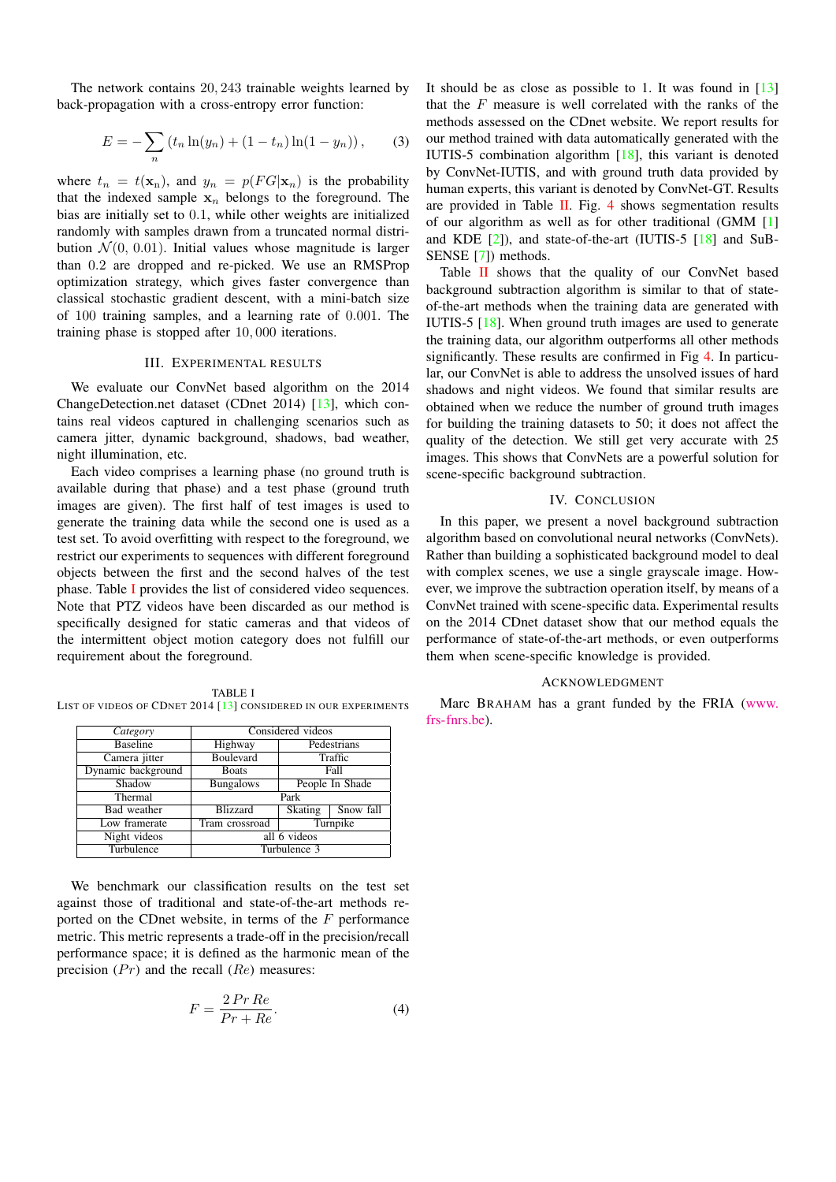The network contains 20, 243 trainable weights learned by back-propagation with a cross-entropy error function:

$$E = -\sum_n \left(t_n \ln(y_n) + (1 - t_n)\ln(1 - y_n)\right), \qquad (3)$$

where $t_n = t(\mathbf{x}_n)$, and $y_n = p(FG|\mathbf{x}_n)$ is the probability that the indexed sample $\mathbf{x}_n$ belongs to the foreground. The bias are initially set to 0.1, while other weights are initialized randomly with samples drawn from a truncated normal distribution $\mathcal{N}(0, 0.01)$. Initial values whose magnitude is larger than 0.2 are dropped and re-picked. We use an RMSProp optimization strategy, which gives faster convergence than classical stochastic gradient descent, with a mini-batch size of 100 training samples, and a learning rate of 0.001. The training phase is stopped after 10, 000 iterations.

## III. Experimental results

We evaluate our ConvNet based algorithm on the 2014 ChangeDetection.net dataset (CDnet 2014) [13], which contains real videos captured in challenging scenarios such as camera jitter, dynamic background, shadows, bad weather, night illumination, etc.

Each video comprises a learning phase (no ground truth is available during that phase) and a test phase (ground truth images are given). The first half of test images is used to generate the training data while the second one is used as a test set. To avoid overfitting with respect to the foreground, we restrict our experiments to sequences with different foreground objects between the first and the second halves of the test phase. Table I provides the list of considered video sequences. Note that PTZ videos have been discarded as our method is specifically designed for static cameras and that videos of the intermittent object motion category does not fulfill our requirement about the foreground.

TABLE I
List of videos of CDnet 2014 [13] considered in our experiments

| *Category* | Considered videos | | |
|---|---|---|---|
| Baseline | Highway | Pedestrians | |
| Camera jitter | Boulevard | Traffic | |
| Dynamic background | Boats | Fall | |
| Shadow | Bungalows | People In Shade | |
| Thermal | Park | | |
| Bad weather | Blizzard | Skating | Snow fall |
| Low framerate | Tram crossroad | Turnpike | |
| Night videos | all 6 videos | | |
| Turbulence | Turbulence 3 | | |

We benchmark our classification results on the test set against those of traditional and state-of-the-art methods reported on the CDnet website, in terms of the $F$ performance metric. This metric represents a trade-off in the precision/recall performance space; it is defined as the harmonic mean of the precision ($Pr$) and the recall ($Re$) measures:

$$F = \frac{2\, Pr\, Re}{Pr + Re}. \qquad (4)$$

It should be as close as possible to 1. It was found in [13] that the $F$ measure is well correlated with the ranks of the methods assessed on the CDnet website. We report results for our method trained with data automatically generated with the IUTIS-5 combination algorithm [18], this variant is denoted by ConvNet-IUTIS, and with ground truth data provided by human experts, this variant is denoted by ConvNet-GT. Results are provided in Table II. Fig. 4 shows segmentation results of our algorithm as well as for other traditional (GMM [1] and KDE [2]), and state-of-the-art (IUTIS-5 [18] and SuBSENSE [7]) methods.

Table II shows that the quality of our ConvNet based background subtraction algorithm is similar to that of state-of-the-art methods when the training data are generated with IUTIS-5 [18]. When ground truth images are used to generate the training data, our algorithm outperforms all other methods significantly. These results are confirmed in Fig 4. In particular, our ConvNet is able to address the unsolved issues of hard shadows and night videos. We found that similar results are obtained when we reduce the number of ground truth images for building the training datasets to 50; it does not affect the quality of the detection. We still get very accurate with 25 images. This shows that ConvNets are a powerful solution for scene-specific background subtraction.

## IV. Conclusion

In this paper, we present a novel background subtraction algorithm based on convolutional neural networks (ConvNets). Rather than building a sophisticated background model to deal with complex scenes, we use a single grayscale image. However, we improve the subtraction operation itself, by means of a ConvNet trained with scene-specific data. Experimental results on the 2014 CDnet dataset show that our method equals the performance of state-of-the-art methods, or even outperforms them when scene-specific knowledge is provided.

## Acknowledgment

Marc Braham has a grant funded by the FRIA (www.frs-fnrs.be).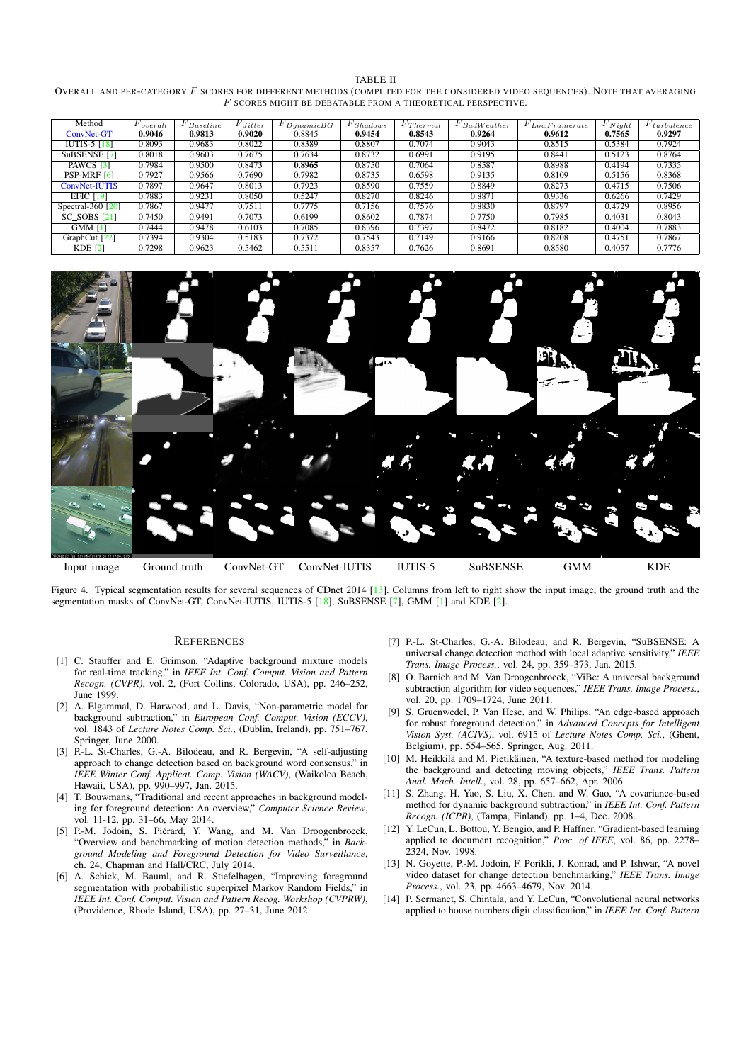TABLE II

OVERALL AND PER-CATEGORY $F$ SCORES FOR DIFFERENT METHODS (COMPUTED FOR THE CONSIDERED VIDEO SEQUENCES). NOTE THAT AVERAGING $F$ SCORES MIGHT BE DEBATABLE FROM A THEORETICAL PERSPECTIVE.

| Method | $F_{overall}$ | $F_{Baseline}$ | $F_{Jitter}$ | $F_{DynamicBG}$ | $F_{Shadows}$ | $F_{Thermal}$ | $F_{BadWeather}$ | $F_{LowFramerate}$ | $F_{Night}$ | $F_{turbulence}$ |
|---|---|---|---|---|---|---|---|---|---|---|
| ConvNet-GT | **0.9046** | **0.9813** | **0.9020** | 0.8845 | **0.9454** | **0.8543** | **0.9264** | **0.9612** | **0.7565** | **0.9297** |
| IUTIS-5 [18] | 0.8093 | 0.9683 | 0.8022 | 0.8389 | 0.8807 | 0.7074 | 0.9043 | 0.8515 | 0.5384 | 0.7924 |
| SuBSENSE [7] | 0.8018 | 0.9603 | 0.7675 | 0.7634 | 0.8732 | 0.6991 | 0.9195 | 0.8441 | 0.5123 | 0.8764 |
| PAWCS [3] | 0.7984 | 0.9500 | 0.8473 | **0.8965** | 0.8750 | 0.7064 | 0.8587 | 0.8988 | 0.4194 | 0.7335 |
| PSP-MRF [6] | 0.7927 | 0.9566 | 0.7690 | 0.7982 | 0.8735 | 0.6598 | 0.9135 | 0.8109 | 0.5156 | 0.8368 |
| ConvNet-IUTIS | 0.7897 | 0.9647 | 0.8013 | 0.7923 | 0.8590 | 0.7559 | 0.8849 | 0.8273 | 0.4715 | 0.7506 |
| EFIC [19] | 0.7883 | 0.9231 | 0.8050 | 0.5247 | 0.8270 | 0.8246 | 0.8871 | 0.9336 | 0.6266 | 0.7429 |
| Spectral-360 [20] | 0.7867 | 0.9477 | 0.7511 | 0.7775 | 0.7156 | 0.7576 | 0.8830 | 0.8797 | 0.4729 | 0.8956 |
| SC_SOBS [21] | 0.7450 | 0.9491 | 0.7073 | 0.6199 | 0.8602 | 0.7874 | 0.7750 | 0.7985 | 0.4031 | 0.8043 |
| GMM [1] | 0.7444 | 0.9478 | 0.6103 | 0.7085 | 0.8396 | 0.7397 | 0.8472 | 0.8182 | 0.4004 | 0.7883 |
| GraphCut [22] | 0.7394 | 0.9304 | 0.5183 | 0.7372 | 0.7543 | 0.7149 | 0.9166 | 0.8208 | 0.4751 | 0.7867 |
| KDE [2] | 0.7298 | 0.9623 | 0.5462 | 0.5511 | 0.8357 | 0.7626 | 0.8691 | 0.8580 | 0.4057 | 0.7776 |

Input image | Ground truth | ConvNet-GT | ConvNet-IUTIS | IUTIS-5 | SuBSENSE | GMM | KDE

Figure 4. Typical segmentation results for several sequences of CDnet 2014 [13]. Columns from left to right show the input image, the ground truth and the segmentation masks of ConvNet-GT, ConvNet-IUTIS, IUTIS-5 [18], SuBSENSE [7], GMM [1] and KDE [2].

## REFERENCES

[1] C. Stauffer and E. Grimson, "Adaptive background mixture models for real-time tracking," in *IEEE Int. Conf. Comput. Vision and Pattern Recogn. (CVPR)*, vol. 2, (Fort Collins, Colorado, USA), pp. 246–252, June 1999.

[2] A. Elgammal, D. Harwood, and L. Davis, "Non-parametric model for background subtraction," in *European Conf. Comput. Vision (ECCV)*, vol. 1843 of *Lecture Notes Comp. Sci.*, (Dublin, Ireland), pp. 751–767, Springer, June 2000.

[3] P.-L. St-Charles, G.-A. Bilodeau, and R. Bergevin, "A self-adjusting approach to change detection based on background word consensus," in *IEEE Winter Conf. Applicat. Comp. Vision (WACV)*, (Waikoloa Beach, Hawaii, USA), pp. 990–997, Jan. 2015.

[4] T. Bouwmans, "Traditional and recent approaches in background modeling for foreground detection: An overview," *Computer Science Review*, vol. 11-12, pp. 31–66, May 2014.

[5] P.-M. Jodoin, S. Piérard, Y. Wang, and M. Van Droogenbroeck, "Overview and benchmarking of motion detection methods," in *Background Modeling and Foreground Detection for Video Surveillance*, ch. 24, Chapman and Hall/CRC, July 2014.

[6] A. Schick, M. Bauml, and R. Stiefelhagen, "Improving foreground segmentation with probabilistic superpixel Markov Random Fields," in *IEEE Int. Conf. Comput. Vision and Pattern Recog. Workshop (CVPRW)*, (Providence, Rhode Island, USA), pp. 27–31, June 2012.

[7] P.-L. St-Charles, G.-A. Bilodeau, and R. Bergevin, "SuBSENSE: A universal change detection method with local adaptive sensitivity," *IEEE Trans. Image Process.*, vol. 24, pp. 359–373, Jan. 2015.

[8] O. Barnich and M. Van Droogenbroeck, "ViBe: A universal background subtraction algorithm for video sequences," *IEEE Trans. Image Process.*, vol. 20, pp. 1709–1724, June 2011.

[9] S. Gruenwedel, P. Van Hese, and W. Philips, "An edge-based approach for robust foreground detection," in *Advanced Concepts for Intelligent Vision Syst. (ACIVS)*, vol. 6915 of *Lecture Notes Comp. Sci.*, (Ghent, Belgium), pp. 554–565, Springer, Aug. 2011.

[10] M. Heikkilä and M. Pietikäinen, "A texture-based method for modeling the background and detecting moving objects," *IEEE Trans. Pattern Anal. Mach. Intell.*, vol. 28, pp. 657–662, Apr. 2006.

[11] S. Zhang, H. Yao, S. Liu, X. Chen, and W. Gao, "A covariance-based method for dynamic background subtraction," in *IEEE Int. Conf. Pattern Recogn. (ICPR)*, (Tampa, Finland), pp. 1–4, Dec. 2008.

[12] Y. LeCun, L. Bottou, Y. Bengio, and P. Haffner, "Gradient-based learning applied to document recognition," *Proc. of IEEE*, vol. 86, pp. 2278–2324, Nov. 1998.

[13] N. Goyette, P.-M. Jodoin, F. Porikli, J. Konrad, and P. Ishwar, "A novel video dataset for change detection benchmarking," *IEEE Trans. Image Process.*, vol. 23, pp. 4663–4679, Nov. 2014.

[14] P. Sermanet, S. Chintala, and Y. LeCun, "Convolutional neural networks applied to house numbers digit classification," in *IEEE Int. Conf. Pattern*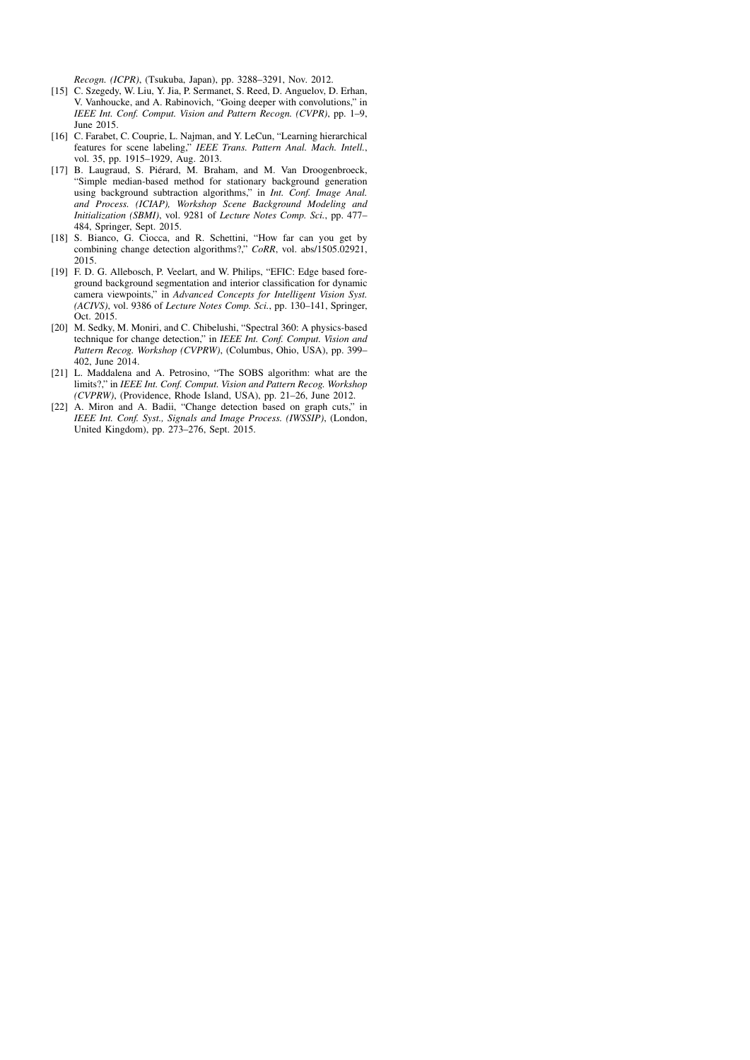*Recogn. (ICPR)*, (Tsukuba, Japan), pp. 3288–3291, Nov. 2012.

[15] C. Szegedy, W. Liu, Y. Jia, P. Sermanet, S. Reed, D. Anguelov, D. Erhan, V. Vanhoucke, and A. Rabinovich, "Going deeper with convolutions," in *IEEE Int. Conf. Comput. Vision and Pattern Recogn. (CVPR)*, pp. 1–9, June 2015.

[16] C. Farabet, C. Couprie, L. Najman, and Y. LeCun, "Learning hierarchical features for scene labeling," *IEEE Trans. Pattern Anal. Mach. Intell.*, vol. 35, pp. 1915–1929, Aug. 2013.

[17] B. Laugraud, S. Piérard, M. Braham, and M. Van Droogenbroeck, "Simple median-based method for stationary background generation using background subtraction algorithms," in *Int. Conf. Image Anal. and Process. (ICIAP), Workshop Scene Background Modeling and Initialization (SBMI)*, vol. 9281 of *Lecture Notes Comp. Sci.*, pp. 477–484, Springer, Sept. 2015.

[18] S. Bianco, G. Ciocca, and R. Schettini, "How far can you get by combining change detection algorithms?," *CoRR*, vol. abs/1505.02921, 2015.

[19] F. D. G. Allebosch, P. Veelart, and W. Philips, "EFIC: Edge based foreground background segmentation and interior classification for dynamic camera viewpoints," in *Advanced Concepts for Intelligent Vision Syst. (ACIVS)*, vol. 9386 of *Lecture Notes Comp. Sci.*, pp. 130–141, Springer, Oct. 2015.

[20] M. Sedky, M. Moniri, and C. Chibelushi, "Spectral 360: A physics-based technique for change detection," in *IEEE Int. Conf. Comput. Vision and Pattern Recog. Workshop (CVPRW)*, (Columbus, Ohio, USA), pp. 399–402, June 2014.

[21] L. Maddalena and A. Petrosino, "The SOBS algorithm: what are the limits?," in *IEEE Int. Conf. Comput. Vision and Pattern Recog. Workshop (CVPRW)*, (Providence, Rhode Island, USA), pp. 21–26, June 2012.

[22] A. Miron and A. Badii, "Change detection based on graph cuts," in *IEEE Int. Conf. Syst., Signals and Image Process. (IWSSIP)*, (London, United Kingdom), pp. 273–276, Sept. 2015.